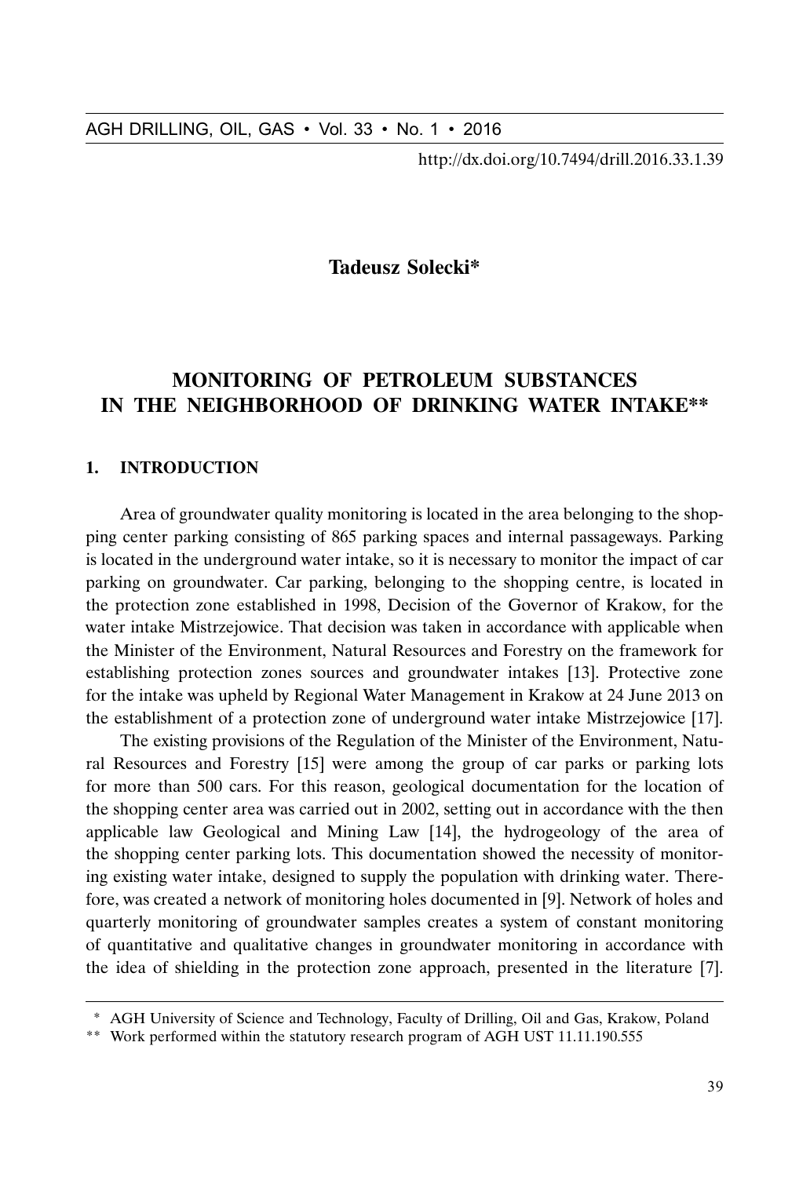http://dx.doi.org/10.7494/drill.2016.33.1.39

**Tadeusz Solecki***

# MONITORING OF PETROLEUM SUBSTANCES IN THE NEIGHBORHOOD OF DRINKING WATER INTAKE**

## 1. INTRODUCTION

Area of groundwater quality monitoring is located in the area belonging to the shopping center parking consisting of 865 parking spaces and internal passageways. Parking is located in the underground water intake, so it is necessary to monitor the impact of car parking on groundwater. Car parking, belonging to the shopping centre, is located in the protection zone established in 1998, Decision of the Governor of Krakow, for the water intake Mistrzejowice. That decision was taken in accordance with applicable when the Minister of the Environment, Natural Resources and Forestry on the framework for establishing protection zones sources and groundwater intakes [13]. Protective zone for the intake was upheld by Regional Water Management in Krakow at 24 June 2013 on the establishment of a protection zone of underground water intake Mistrzejowice [17].

The existing provisions of the Regulation of the Minister of the Environment, Natural Resources and Forestry [15] were among the group of car parks or parking lots for more than 500 cars. For this reason, geological documentation for the location of the shopping center area was carried out in 2002, setting out in accordance with the then applicable law Geological and Mining Law [14], the hydrogeology of the area of the shopping center parking lots. This documentation showed the necessity of monitoring existing water intake, designed to supply the population with drinking water. Therefore, was created a network of monitoring holes documented in [9]. Network of holes and quarterly monitoring of groundwater samples creates a system of constant monitoring of quantitative and qualitative changes in groundwater monitoring in accordance with the idea of shielding in the protection zone approach, presented in the literature [7].

---

\* AGH University of Science and Technology, Faculty of Drilling, Oil and Gas, Krakow, Poland

\*\* Work performed within the statutory research program of AGH UST 11.11.190.555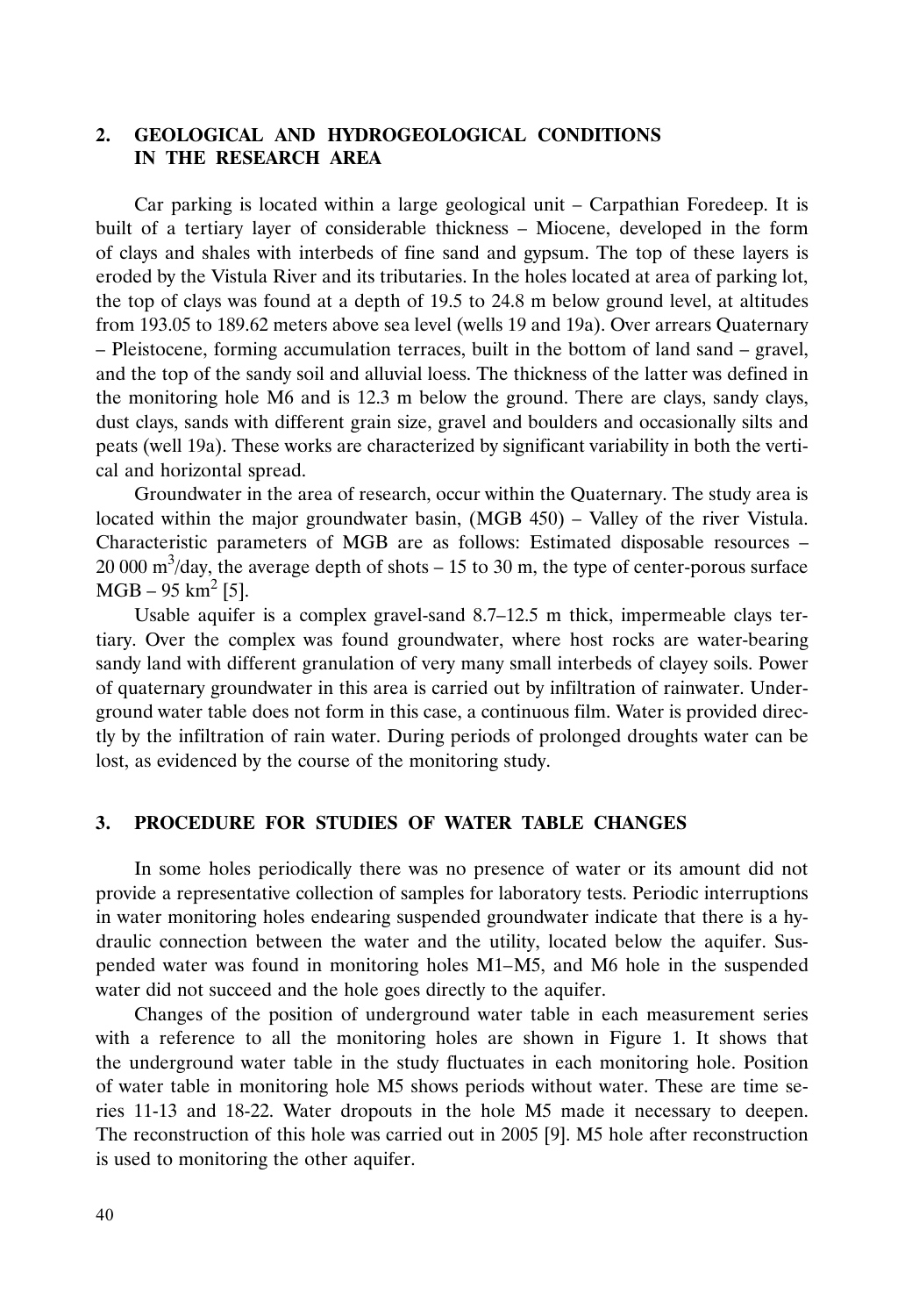## 2. GEOLOGICAL AND HYDROGEOLOGICAL CONDITIONS IN THE RESEARCH AREA

Car parking is located within a large geological unit – Carpathian Foredeep. It is built of a tertiary layer of considerable thickness – Miocene, developed in the form of clays and shales with interbeds of fine sand and gypsum. The top of these layers is eroded by the Vistula River and its tributaries. In the holes located at area of parking lot, the top of clays was found at a depth of 19.5 to 24.8 m below ground level, at altitudes from 193.05 to 189.62 meters above sea level (wells 19 and 19a). Over arrears Quaternary – Pleistocene, forming accumulation terraces, built in the bottom of land sand – gravel, and the top of the sandy soil and alluvial loess. The thickness of the latter was defined in the monitoring hole M6 and is 12.3 m below the ground. There are clays, sandy clays, dust clays, sands with different grain size, gravel and boulders and occasionally silts and peats (well 19a). These works are characterized by significant variability in both the vertical and horizontal spread.

Groundwater in the area of research, occur within the Quaternary. The study area is located within the major groundwater basin, (MGB 450) – Valley of the river Vistula. Characteristic parameters of MGB are as follows: Estimated disposable resources – 20 000 $m^3$/day, the average depth of shots – 15 to 30 m, the type of center-porous surface MGB – 95 $km^2$ [5].

Usable aquifer is a complex gravel-sand 8.7–12.5 m thick, impermeable clays tertiary. Over the complex was found groundwater, where host rocks are water-bearing sandy land with different granulation of very many small interbeds of clayey soils. Power of quaternary groundwater in this area is carried out by infiltration of rainwater. Underground water table does not form in this case, a continuous film. Water is provided directly by the infiltration of rain water. During periods of prolonged droughts water can be lost, as evidenced by the course of the monitoring study.

## 3. PROCEDURE FOR STUDIES OF WATER TABLE CHANGES

In some holes periodically there was no presence of water or its amount did not provide a representative collection of samples for laboratory tests. Periodic interruptions in water monitoring holes endearing suspended groundwater indicate that there is a hydraulic connection between the water and the utility, located below the aquifer. Suspended water was found in monitoring holes M1–M5, and M6 hole in the suspended water did not succeed and the hole goes directly to the aquifer.

Changes of the position of underground water table in each measurement series with a reference to all the monitoring holes are shown in Figure 1. It shows that the underground water table in the study fluctuates in each monitoring hole. Position of water table in monitoring hole M5 shows periods without water. These are time series 11-13 and 18-22. Water dropouts in the hole M5 made it necessary to deepen. The reconstruction of this hole was carried out in 2005 [9]. M5 hole after reconstruction is used to monitoring the other aquifer.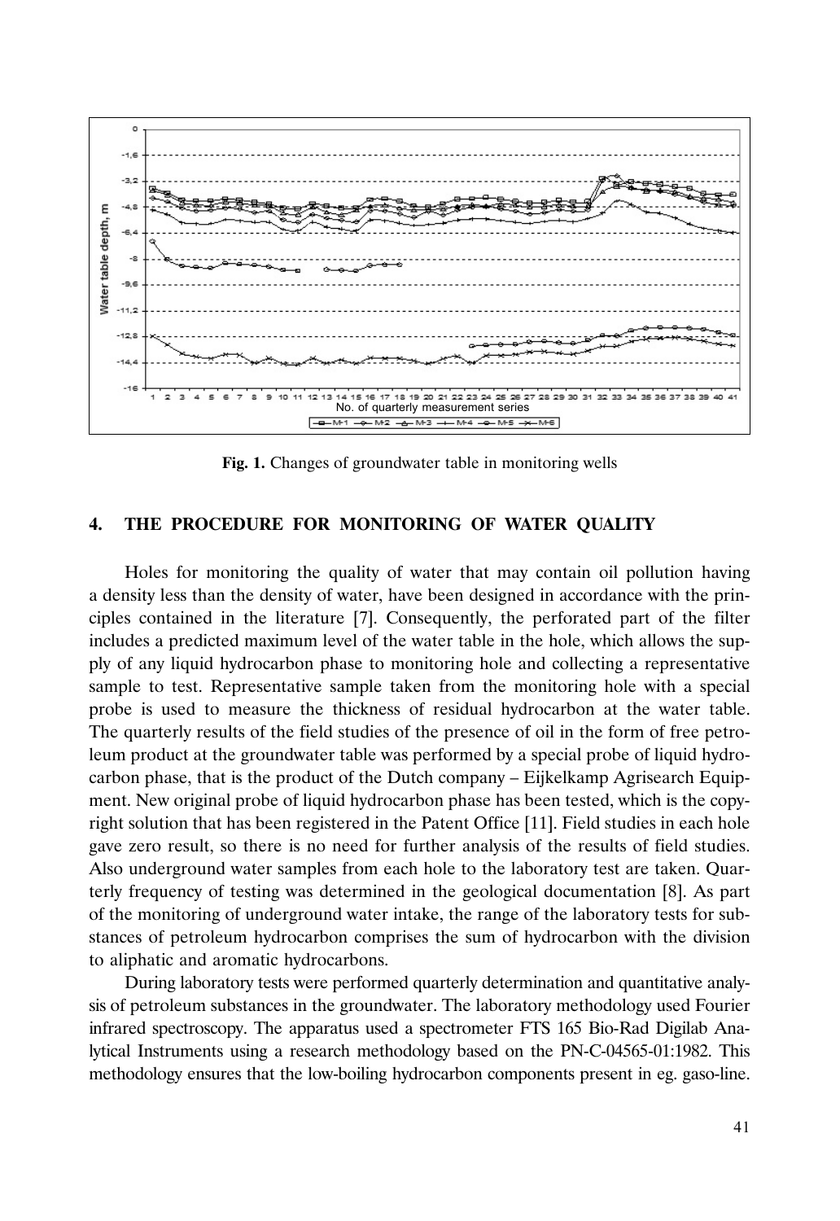Fig. 1. Changes of groundwater table in monitoring wells

## 4. THE PROCEDURE FOR MONITORING OF WATER QUALITY

Holes for monitoring the quality of water that may contain oil pollution having a density less than the density of water, have been designed in accordance with the principles contained in the literature [7]. Consequently, the perforated part of the filter includes a predicted maximum level of the water table in the hole, which allows the supply of any liquid hydrocarbon phase to monitoring hole and collecting a representative sample to test. Representative sample taken from the monitoring hole with a special probe is used to measure the thickness of residual hydrocarbon at the water table. The quarterly results of the field studies of the presence of oil in the form of free petroleum product at the groundwater table was performed by a special probe of liquid hydrocarbon phase, that is the product of the Dutch company – Eijkelkamp Agrisearch Equipment. New original probe of liquid hydrocarbon phase has been tested, which is the copyright solution that has been registered in the Patent Office [11]. Field studies in each hole gave zero result, so there is no need for further analysis of the results of field studies. Also underground water samples from each hole to the laboratory test are taken. Quarterly frequency of testing was determined in the geological documentation [8]. As part of the monitoring of underground water intake, the range of the laboratory tests for substances of petroleum hydrocarbon comprises the sum of hydrocarbon with the division to aliphatic and aromatic hydrocarbons.

During laboratory tests were performed quarterly determination and quantitative analysis of petroleum substances in the groundwater. The laboratory methodology used Fourier infrared spectroscopy. The apparatus used a spectrometer FTS 165 Bio-Rad Digilab Analytical Instruments using a research methodology based on the PN-C-04565-01:1982. This methodology ensures that the low-boiling hydrocarbon components present in eg. gaso-line.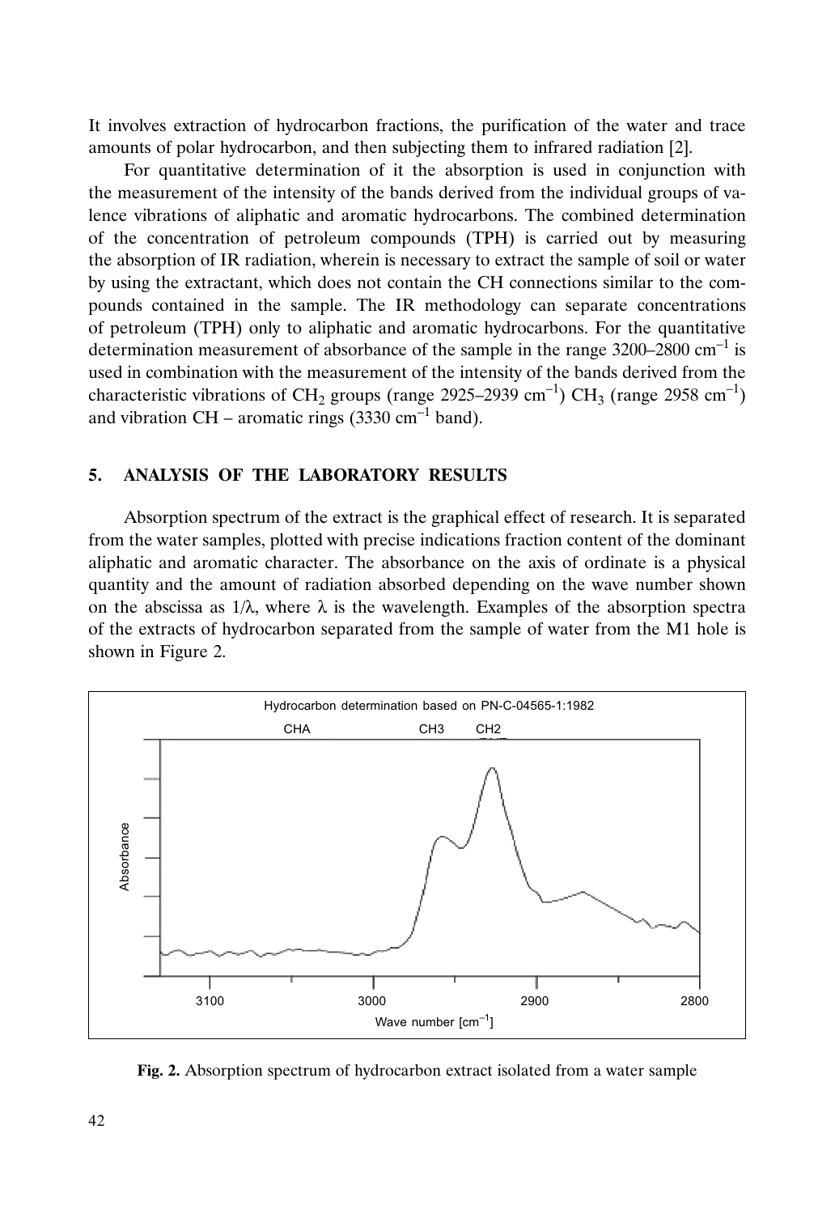It involves extraction of hydrocarbon fractions, the purification of the water and trace amounts of polar hydrocarbon, and then subjecting them to infrared radiation [2].

For quantitative determination of it the absorption is used in conjunction with the measurement of the intensity of the bands derived from the individual groups of valence vibrations of aliphatic and aromatic hydrocarbons. The combined determination of the concentration of petroleum compounds (TPH) is carried out by measuring the absorption of IR radiation, wherein is necessary to extract the sample of soil or water by using the extractant, which does not contain the CH connections similar to the compounds contained in the sample. The IR methodology can separate concentrations of petroleum (TPH) only to aliphatic and aromatic hydrocarbons. For the quantitative determination measurement of absorbance of the sample in the range 3200–2800 $cm^{-1}$ is used in combination with the measurement of the intensity of the bands derived from the characteristic vibrations of $CH_2$ groups (range 2925–2939 $cm^{-1}$) $CH_3$ (range 2958 $cm^{-1}$) and vibration CH – aromatic rings (3330 $cm^{-1}$ band).

## 5. ANALYSIS OF THE LABORATORY RESULTS

Absorption spectrum of the extract is the graphical effect of research. It is separated from the water samples, plotted with precise indications fraction content of the dominant aliphatic and aromatic character. The absorbance on the axis of ordinate is a physical quantity and the amount of radiation absorbed depending on the wave number shown on the abscissa as $1/\lambda$, where $\lambda$ is the wavelength. Examples of the absorption spectra of the extracts of hydrocarbon separated from the sample of water from the M1 hole is shown in Figure 2.

**Fig. 2.** Absorption spectrum of hydrocarbon extract isolated from a water sample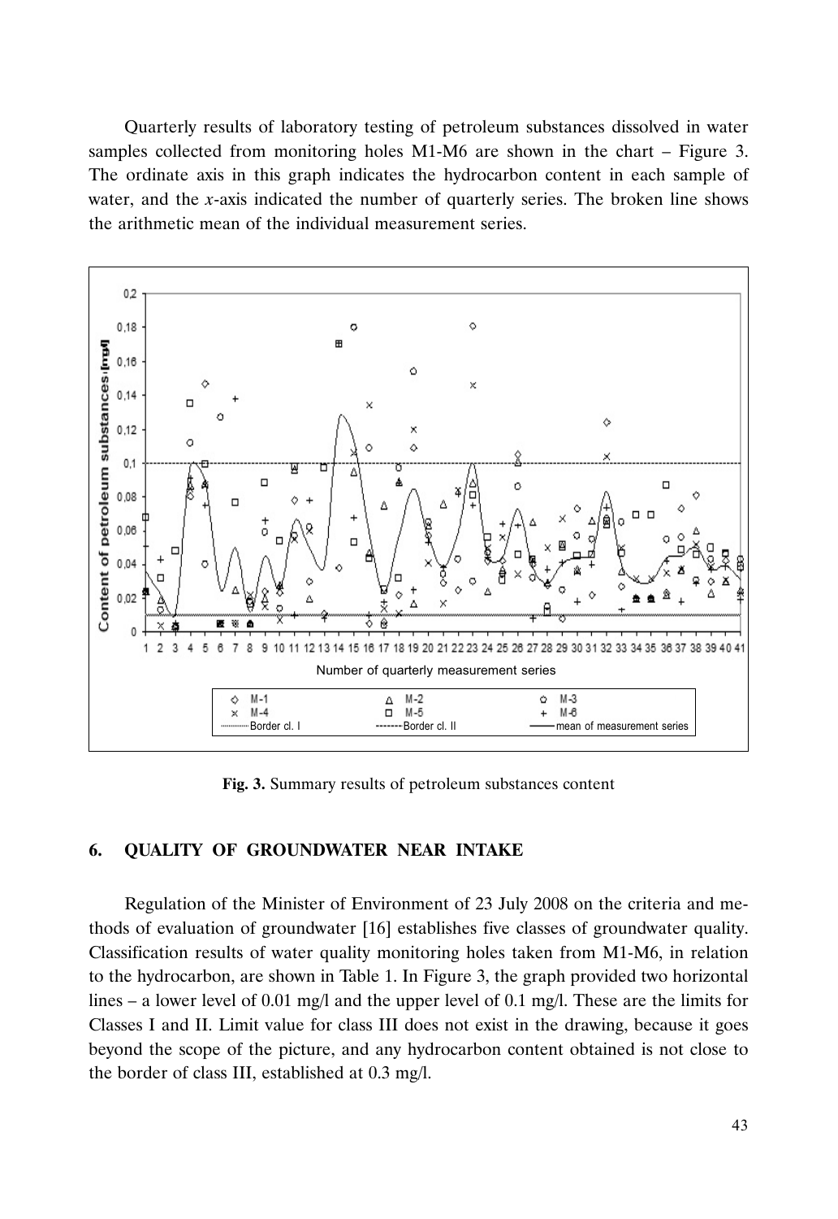Quarterly results of laboratory testing of petroleum substances dissolved in water samples collected from monitoring holes M1-M6 are shown in the chart – Figure 3. The ordinate axis in this graph indicates the hydrocarbon content in each sample of water, and the *x*-axis indicated the number of quarterly series. The broken line shows the arithmetic mean of the individual measurement series.

**Fig. 3.** Summary results of petroleum substances content

## 6. QUALITY OF GROUNDWATER NEAR INTAKE

Regulation of the Minister of Environment of 23 July 2008 on the criteria and methods of evaluation of groundwater [16] establishes five classes of groundwater quality. Classification results of water quality monitoring holes taken from M1-M6, in relation to the hydrocarbon, are shown in Table 1. In Figure 3, the graph provided two horizontal lines – a lower level of 0.01 mg/l and the upper level of 0.1 mg/l. These are the limits for Classes I and II. Limit value for class III does not exist in the drawing, because it goes beyond the scope of the picture, and any hydrocarbon content obtained is not close to the border of class III, established at 0.3 mg/l.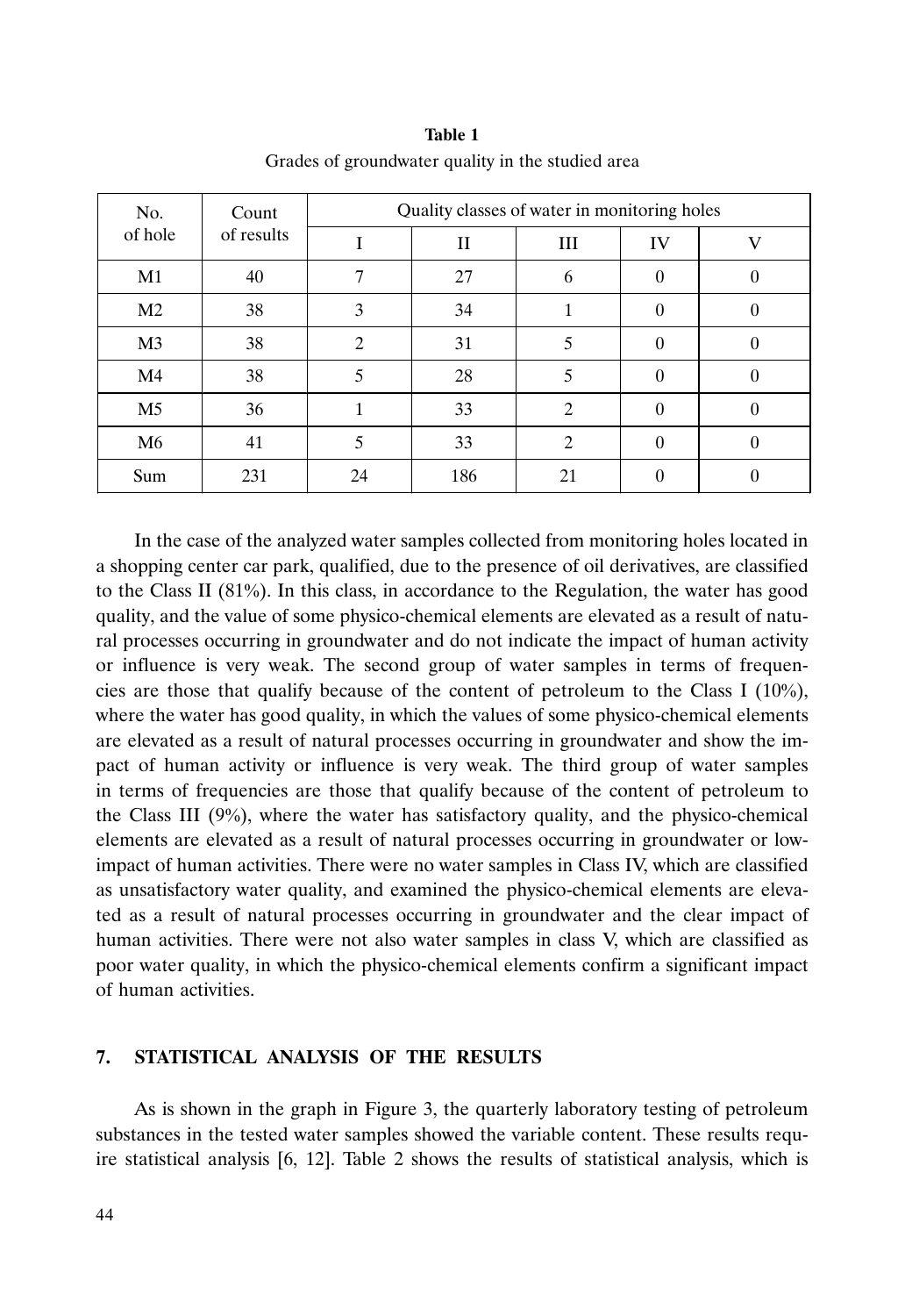**Table 1**
Grades of groundwater quality in the studied area

| No. of hole | Count of results | Quality classes of water in monitoring holes | | | | |
|---|---|---|---|---|---|---|
| | | I | II | III | IV | V |
| M1 | 40 | 7 | 27 | 6 | 0 | 0 |
| M2 | 38 | 3 | 34 | 1 | 0 | 0 |
| M3 | 38 | 2 | 31 | 5 | 0 | 0 |
| M4 | 38 | 5 | 28 | 5 | 0 | 0 |
| M5 | 36 | 1 | 33 | 2 | 0 | 0 |
| M6 | 41 | 5 | 33 | 2 | 0 | 0 |
| Sum | 231 | 24 | 186 | 21 | 0 | 0 |

In the case of the analyzed water samples collected from monitoring holes located in a shopping center car park, qualified, due to the presence of oil derivatives, are classified to the Class II (81%). In this class, in accordance to the Regulation, the water has good quality, and the value of some physico-chemical elements are elevated as a result of natural processes occurring in groundwater and do not indicate the impact of human activity or influence is very weak. The second group of water samples in terms of frequencies are those that qualify because of the content of petroleum to the Class I (10%), where the water has good quality, in which the values of some physico-chemical elements are elevated as a result of natural processes occurring in groundwater and show the impact of human activity or influence is very weak. The third group of water samples in terms of frequencies are those that qualify because of the content of petroleum to the Class III (9%), where the water has satisfactory quality, and the physico-chemical elements are elevated as a result of natural processes occurring in groundwater or low-impact of human activities. There were no water samples in Class IV, which are classified as unsatisfactory water quality, and examined the physico-chemical elements are elevated as a result of natural processes occurring in groundwater and the clear impact of human activities. There were not also water samples in class V, which are classified as poor water quality, in which the physico-chemical elements confirm a significant impact of human activities.

## 7. STATISTICAL ANALYSIS OF THE RESULTS

As is shown in the graph in Figure 3, the quarterly laboratory testing of petroleum substances in the tested water samples showed the variable content. These results require statistical analysis [6, 12]. Table 2 shows the results of statistical analysis, which is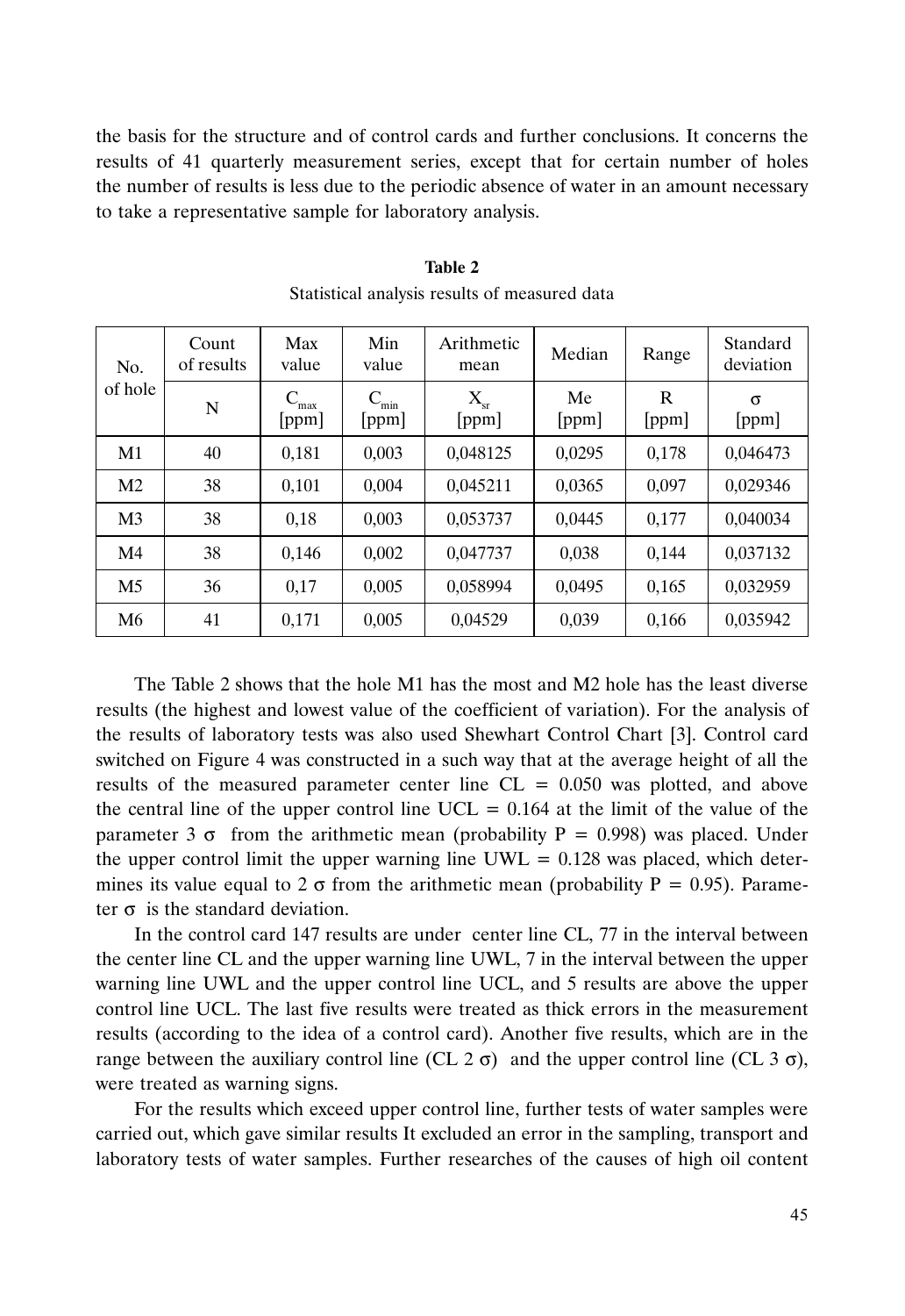the basis for the structure and of control cards and further conclusions. It concerns the results of 41 quarterly measurement series, except that for certain number of holes the number of results is less due to the periodic absence of water in an amount necessary to take a representative sample for laboratory analysis.

**Table 2**

Statistical analysis results of measured data

| No. of hole | Count of results | Max value | Min value | Arithmetic mean | Median | Range | Standard deviation |
|---|---|---|---|---|---|---|---|
| | N | $C_{max}$ [ppm] | $C_{min}$ [ppm] | $X_{sr}$ [ppm] | Me [ppm] | R [ppm] | σ [ppm] |
| M1 | 40 | 0,181 | 0,003 | 0,048125 | 0,0295 | 0,178 | 0,046473 |
| M2 | 38 | 0,101 | 0,004 | 0,045211 | 0,0365 | 0,097 | 0,029346 |
| M3 | 38 | 0,18 | 0,003 | 0,053737 | 0,0445 | 0,177 | 0,040034 |
| M4 | 38 | 0,146 | 0,002 | 0,047737 | 0,038 | 0,144 | 0,037132 |
| M5 | 36 | 0,17 | 0,005 | 0,058994 | 0,0495 | 0,165 | 0,032959 |
| M6 | 41 | 0,171 | 0,005 | 0,04529 | 0,039 | 0,166 | 0,035942 |

The Table 2 shows that the hole M1 has the most and M2 hole has the least diverse results (the highest and lowest value of the coefficient of variation). For the analysis of the results of laboratory tests was also used Shewhart Control Chart [3]. Control card switched on Figure 4 was constructed in a such way that at the average height of all the results of the measured parameter center line CL = 0.050 was plotted, and above the central line of the upper control line UCL = 0.164 at the limit of the value of the parameter 3 σ from the arithmetic mean (probability P = 0.998) was placed. Under the upper control limit the upper warning line UWL = 0.128 was placed, which determines its value equal to 2 σ from the arithmetic mean (probability P = 0.95). Parameter σ is the standard deviation.

In the control card 147 results are under center line CL, 77 in the interval between the center line CL and the upper warning line UWL, 7 in the interval between the upper warning line UWL and the upper control line UCL, and 5 results are above the upper control line UCL. The last five results were treated as thick errors in the measurement results (according to the idea of a control card). Another five results, which are in the range between the auxiliary control line (CL 2 σ) and the upper control line (CL 3 σ), were treated as warning signs.

For the results which exceed upper control line, further tests of water samples were carried out, which gave similar results It excluded an error in the sampling, transport and laboratory tests of water samples. Further researches of the causes of high oil content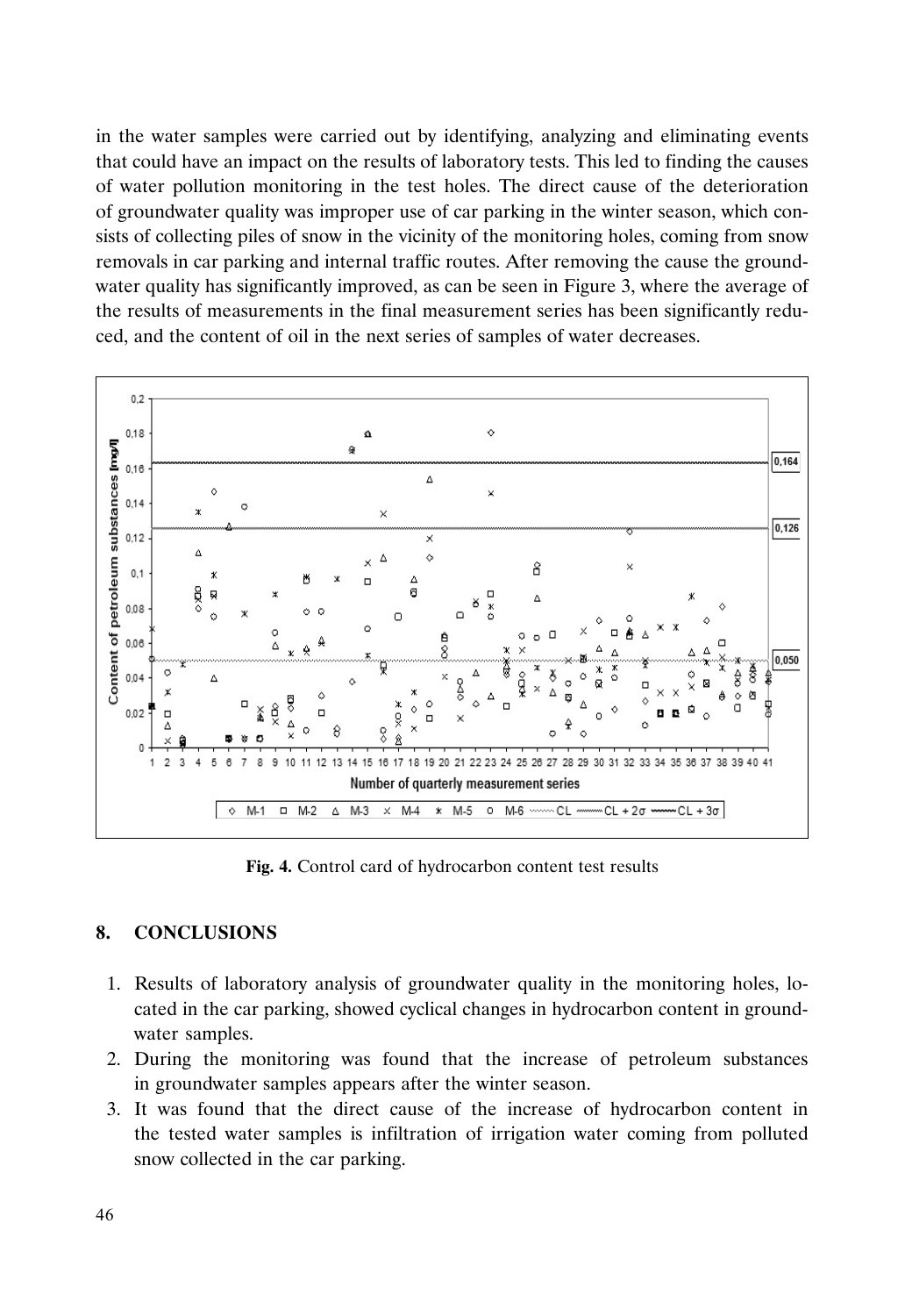in the water samples were carried out by identifying, analyzing and eliminating events that could have an impact on the results of laboratory tests. This led to finding the causes of water pollution monitoring in the test holes. The direct cause of the deterioration of groundwater quality was improper use of car parking in the winter season, which consists of collecting piles of snow in the vicinity of the monitoring holes, coming from snow removals in car parking and internal traffic routes. After removing the cause the groundwater quality has significantly improved, as can be seen in Figure 3, where the average of the results of measurements in the final measurement series has been significantly reduced, and the content of oil in the next series of samples of water decreases.

**Fig. 4.** Control card of hydrocarbon content test results

## 8. CONCLUSIONS

1. Results of laboratory analysis of groundwater quality in the monitoring holes, located in the car parking, showed cyclical changes in hydrocarbon content in groundwater samples.
2. During the monitoring was found that the increase of petroleum substances in groundwater samples appears after the winter season.
3. It was found that the direct cause of the increase of hydrocarbon content in the tested water samples is infiltration of irrigation water coming from polluted snow collected in the car parking.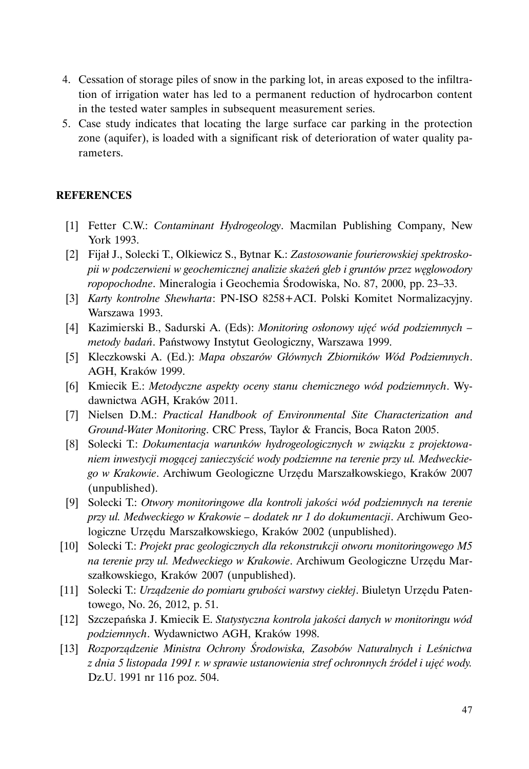4. Cessation of storage piles of snow in the parking lot, in areas exposed to the infiltration of irrigation water has led to a permanent reduction of hydrocarbon content in the tested water samples in subsequent measurement series.
5. Case study indicates that locating the large surface car parking in the protection zone (aquifer), is loaded with a significant risk of deterioration of water quality parameters.

## REFERENCES

[1] Fetter C.W.: *Contaminant Hydrogeology*. Macmilan Publishing Company, New York 1993.

[2] Fijał J., Solecki T., Olkiewicz S., Bytnar K.: *Zastosowanie fourierowskiej spektroskopii w podczerwieni w geochemicznej analizie skażeń gleb i gruntów przez węglowodory ropopochodne*. Mineralogia i Geochemia Środowiska, No. 87, 2000, pp. 23–33.

[3] *Karty kontrolne Shewharta*: PN-ISO 8258+ACI. Polski Komitet Normalizacyjny. Warszawa 1993.

[4] Kazimierski B., Sadurski A. (Eds): *Monitoring osłonowy ujęć wód podziemnych – metody badań*. Państwowy Instytut Geologiczny, Warszawa 1999.

[5] Kleczkowski A. (Ed.): *Mapa obszarów Głównych Zbiorników Wód Podziemnych*. AGH, Kraków 1999.

[6] Kmiecik E.: *Metodyczne aspekty oceny stanu chemicznego wód podziemnych*. Wydawnictwa AGH, Kraków 2011.

[7] Nielsen D.M.: *Practical Handbook of Environmental Site Characterization and Ground-Water Monitoring*. CRC Press, Taylor & Francis, Boca Raton 2005.

[8] Solecki T.: *Dokumentacja warunków hydrogeologicznych w związku z projektowaniem inwestycji mogącej zanieczyścić wody podziemne na terenie przy ul. Medweckiego w Krakowie*. Archiwum Geologiczne Urzędu Marszałkowskiego, Kraków 2007 (unpublished).

[9] Solecki T.: *Otwory monitoringowe dla kontroli jakości wód podziemnych na terenie przy ul. Medweckiego w Krakowie – dodatek nr 1 do dokumentacji*. Archiwum Geologiczne Urzędu Marszałkowskiego, Kraków 2002 (unpublished).

[10] Solecki T.: *Projekt prac geologicznych dla rekonstrukcji otworu monitoringowego M5 na terenie przy ul. Medweckiego w Krakowie*. Archiwum Geologiczne Urzędu Marszałkowskiego, Kraków 2007 (unpublished).

[11] Solecki T.: *Urządzenie do pomiaru grubości warstwy ciekłej*. Biuletyn Urzędu Patentowego, No. 26, 2012, p. 51.

[12] Szczepańska J. Kmiecik E. *Statystyczna kontrola jakości danych w monitoringu wód podziemnych*. Wydawnictwo AGH, Kraków 1998.

[13] *Rozporządzenie Ministra Ochrony Środowiska, Zasobów Naturalnych i Leśnictwa z dnia 5 listopada 1991 r. w sprawie ustanowienia stref ochronnych źródeł i ujęć wody.* Dz.U. 1991 nr 116 poz. 504.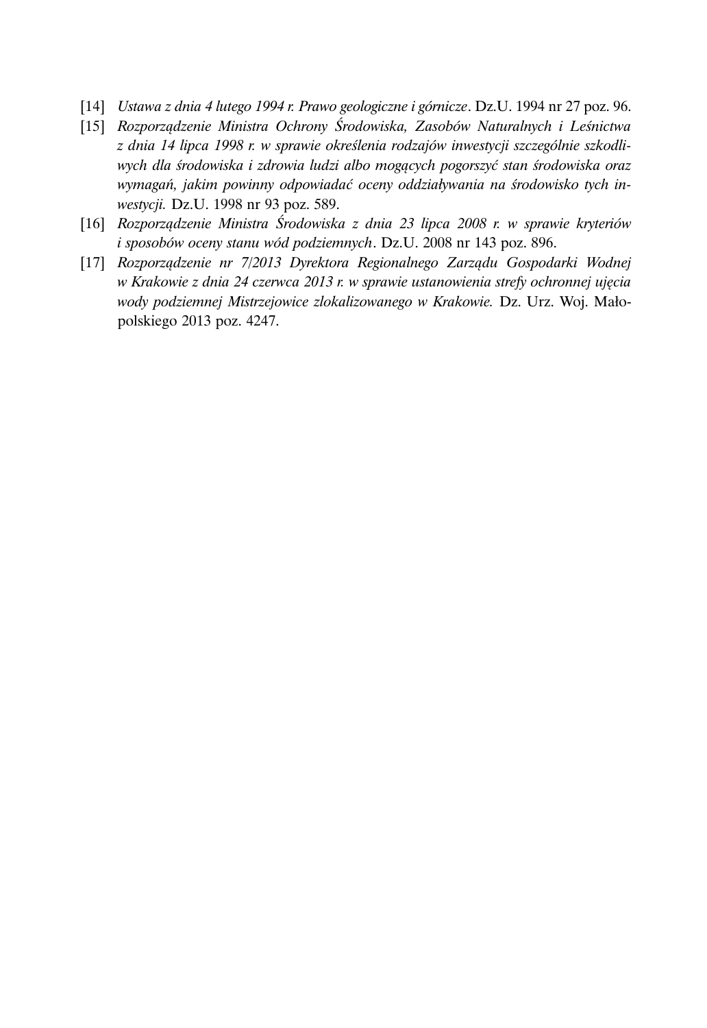[14] *Ustawa z dnia 4 lutego 1994 r. Prawo geologiczne i górnicze*. Dz.U. 1994 nr 27 poz. 96.

[15] *Rozporządzenie Ministra Ochrony Środowiska, Zasobów Naturalnych i Leśnictwa z dnia 14 lipca 1998 r. w sprawie określenia rodzajów inwestycji szczególnie szkodliwych dla środowiska i zdrowia ludzi albo mogących pogorszyć stan środowiska oraz wymagań, jakim powinny odpowiadać oceny oddziaływania na środowisko tych inwestycji.* Dz.U. 1998 nr 93 poz. 589.

[16] *Rozporządzenie Ministra Środowiska z dnia 23 lipca 2008 r. w sprawie kryteriów i sposobów oceny stanu wód podziemnych*. Dz.U. 2008 nr 143 poz. 896.

[17] *Rozporządzenie nr 7/2013 Dyrektora Regionalnego Zarządu Gospodarki Wodnej w Krakowie z dnia 24 czerwca 2013 r. w sprawie ustanowienia strefy ochronnej ujęcia wody podziemnej Mistrzejowice zlokalizowanego w Krakowie.* Dz. Urz. Woj. Małopolskiego 2013 poz. 4247.